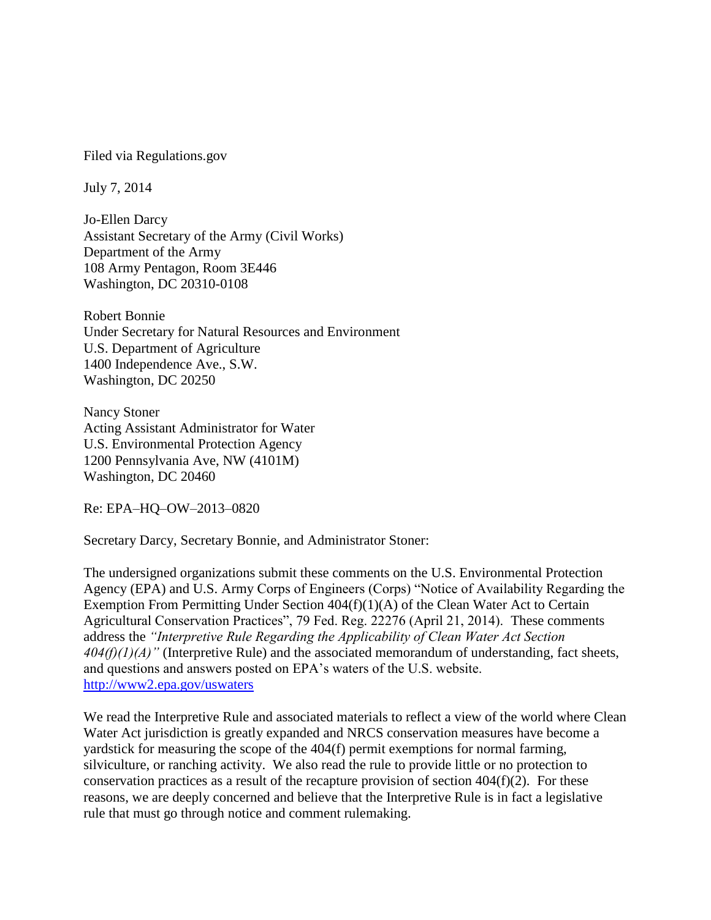Filed via Regulations.gov

July 7, 2014

Jo-Ellen Darcy
Assistant Secretary of the Army (Civil Works)
Department of the Army
108 Army Pentagon, Room 3E446
Washington, DC 20310-0108

Robert Bonnie
Under Secretary for Natural Resources and Environment
U.S. Department of Agriculture
1400 Independence Ave., S.W.
Washington, DC 20250

Nancy Stoner
Acting Assistant Administrator for Water
U.S. Environmental Protection Agency
1200 Pennsylvania Ave, NW (4101M)
Washington, DC 20460

Re: EPA–HQ–OW–2013–0820

Secretary Darcy, Secretary Bonnie, and Administrator Stoner:

The undersigned organizations submit these comments on the U.S. Environmental Protection Agency (EPA) and U.S. Army Corps of Engineers (Corps) "Notice of Availability Regarding the Exemption From Permitting Under Section 404(f)(1)(A) of the Clean Water Act to Certain Agricultural Conservation Practices", 79 Fed. Reg. 22276 (April 21, 2014). These comments address the *"Interpretive Rule Regarding the Applicability of Clean Water Act Section 404(f)(1)(A)"* (Interpretive Rule) and the associated memorandum of understanding, fact sheets, and questions and answers posted on EPA's waters of the U.S. website. http://www2.epa.gov/uswaters

We read the Interpretive Rule and associated materials to reflect a view of the world where Clean Water Act jurisdiction is greatly expanded and NRCS conservation measures have become a yardstick for measuring the scope of the 404(f) permit exemptions for normal farming, silviculture, or ranching activity. We also read the rule to provide little or no protection to conservation practices as a result of the recapture provision of section 404(f)(2). For these reasons, we are deeply concerned and believe that the Interpretive Rule is in fact a legislative rule that must go through notice and comment rulemaking.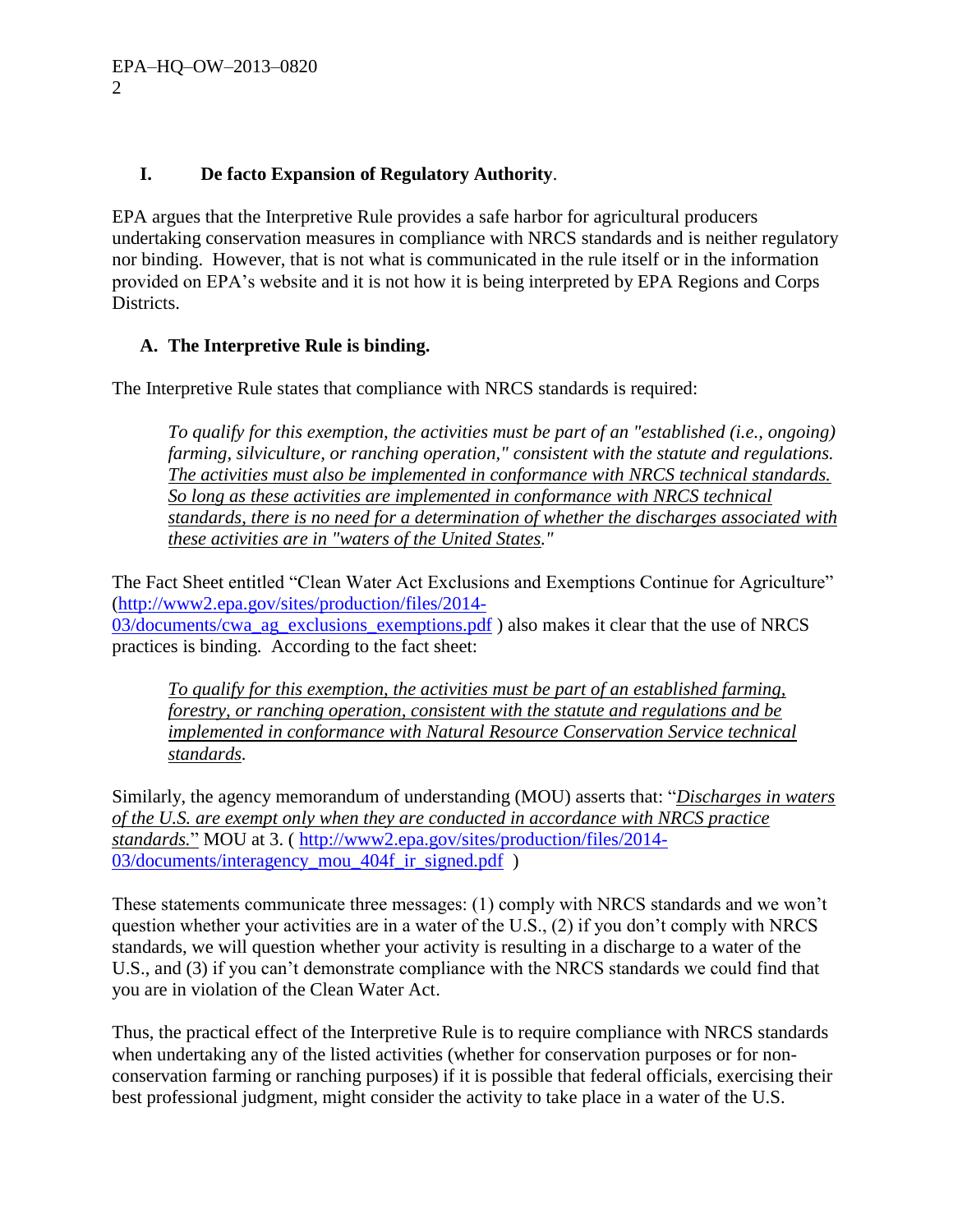## I. De facto Expansion of Regulatory Authority.

EPA argues that the Interpretive Rule provides a safe harbor for agricultural producers undertaking conservation measures in compliance with NRCS standards and is neither regulatory nor binding. However, that is not what is communicated in the rule itself or in the information provided on EPA's website and it is not how it is being interpreted by EPA Regions and Corps Districts.

### A. The Interpretive Rule is binding.

The Interpretive Rule states that compliance with NRCS standards is required:

> *To qualify for this exemption, the activities must be part of an "established (i.e., ongoing) farming, silviculture, or ranching operation," consistent with the statute and regulations. The activities must also be implemented in conformance with NRCS technical standards. So long as these activities are implemented in conformance with NRCS technical standards, there is no need for a determination of whether the discharges associated with these activities are in "waters of the United States."*

The Fact Sheet entitled "Clean Water Act Exclusions and Exemptions Continue for Agriculture" (http://www2.epa.gov/sites/production/files/2014-03/documents/cwa_ag_exclusions_exemptions.pdf ) also makes it clear that the use of NRCS practices is binding. According to the fact sheet:

> *To qualify for this exemption, the activities must be part of an established farming, forestry, or ranching operation, consistent with the statute and regulations and be implemented in conformance with Natural Resource Conservation Service technical standards.*

Similarly, the agency memorandum of understanding (MOU) asserts that: "*Discharges in waters of the U.S. are exempt only when they are conducted in accordance with NRCS practice standards.*" MOU at 3. ( http://www2.epa.gov/sites/production/files/2014-03/documents/interagency_mou_404f_ir_signed.pdf )

These statements communicate three messages: (1) comply with NRCS standards and we won't question whether your activities are in a water of the U.S., (2) if you don't comply with NRCS standards, we will question whether your activity is resulting in a discharge to a water of the U.S., and (3) if you can't demonstrate compliance with the NRCS standards we could find that you are in violation of the Clean Water Act.

Thus, the practical effect of the Interpretive Rule is to require compliance with NRCS standards when undertaking any of the listed activities (whether for conservation purposes or for non-conservation farming or ranching purposes) if it is possible that federal officials, exercising their best professional judgment, might consider the activity to take place in a water of the U.S.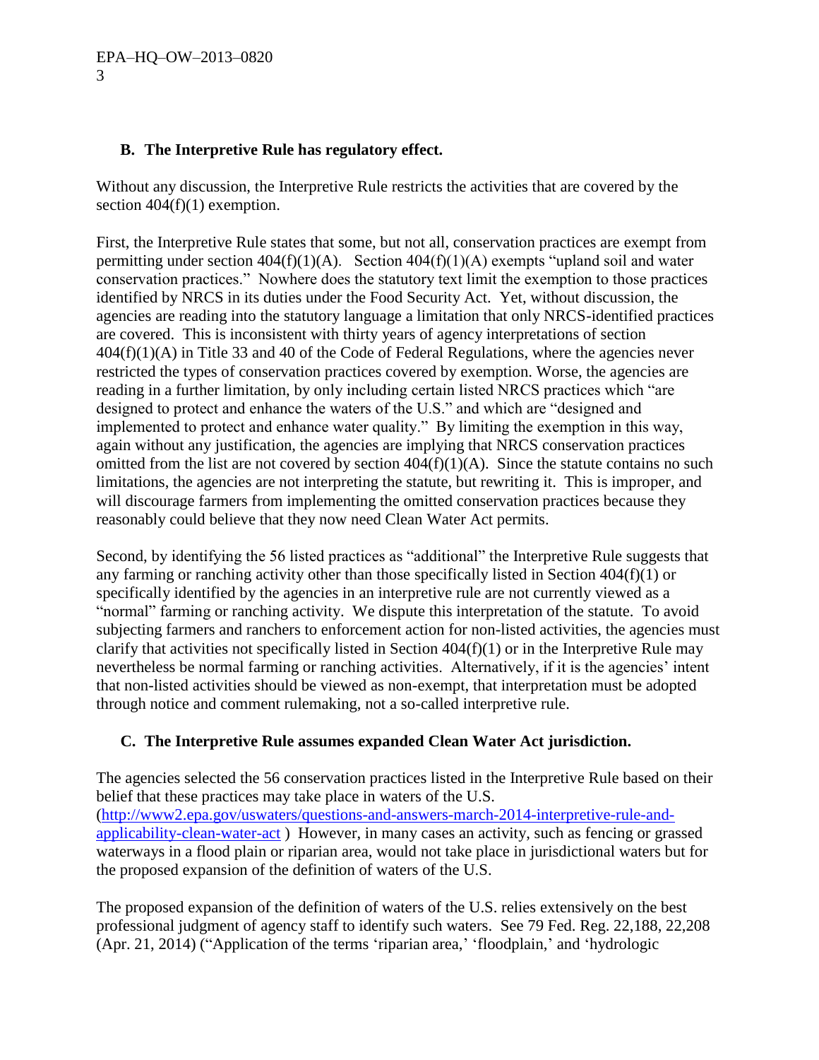## B. The Interpretive Rule has regulatory effect.

Without any discussion, the Interpretive Rule restricts the activities that are covered by the section 404(f)(1) exemption.

First, the Interpretive Rule states that some, but not all, conservation practices are exempt from permitting under section 404(f)(1)(A). Section 404(f)(1)(A) exempts "upland soil and water conservation practices." Nowhere does the statutory text limit the exemption to those practices identified by NRCS in its duties under the Food Security Act. Yet, without discussion, the agencies are reading into the statutory language a limitation that only NRCS-identified practices are covered. This is inconsistent with thirty years of agency interpretations of section 404(f)(1)(A) in Title 33 and 40 of the Code of Federal Regulations, where the agencies never restricted the types of conservation practices covered by exemption. Worse, the agencies are reading in a further limitation, by only including certain listed NRCS practices which "are designed to protect and enhance the waters of the U.S." and which are "designed and implemented to protect and enhance water quality." By limiting the exemption in this way, again without any justification, the agencies are implying that NRCS conservation practices omitted from the list are not covered by section 404(f)(1)(A). Since the statute contains no such limitations, the agencies are not interpreting the statute, but rewriting it. This is improper, and will discourage farmers from implementing the omitted conservation practices because they reasonably could believe that they now need Clean Water Act permits.

Second, by identifying the 56 listed practices as "additional" the Interpretive Rule suggests that any farming or ranching activity other than those specifically listed in Section 404(f)(1) or specifically identified by the agencies in an interpretive rule are not currently viewed as a "normal" farming or ranching activity. We dispute this interpretation of the statute. To avoid subjecting farmers and ranchers to enforcement action for non-listed activities, the agencies must clarify that activities not specifically listed in Section 404(f)(1) or in the Interpretive Rule may nevertheless be normal farming or ranching activities. Alternatively, if it is the agencies' intent that non-listed activities should be viewed as non-exempt, that interpretation must be adopted through notice and comment rulemaking, not a so-called interpretive rule.

## C. The Interpretive Rule assumes expanded Clean Water Act jurisdiction.

The agencies selected the 56 conservation practices listed in the Interpretive Rule based on their belief that these practices may take place in waters of the U.S. (http://www2.epa.gov/uswaters/questions-and-answers-march-2014-interpretive-rule-and-applicability-clean-water-act ) However, in many cases an activity, such as fencing or grassed waterways in a flood plain or riparian area, would not take place in jurisdictional waters but for the proposed expansion of the definition of waters of the U.S.

The proposed expansion of the definition of waters of the U.S. relies extensively on the best professional judgment of agency staff to identify such waters. See 79 Fed. Reg. 22,188, 22,208 (Apr. 21, 2014) ("Application of the terms 'riparian area,' 'floodplain,' and 'hydrologic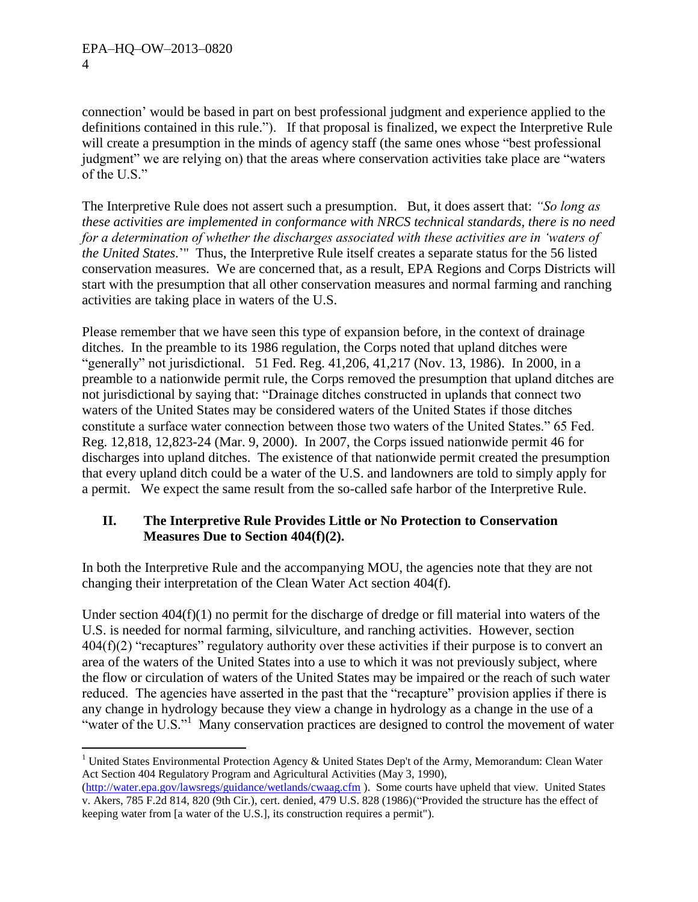connection' would be based in part on best professional judgment and experience applied to the definitions contained in this rule."). If that proposal is finalized, we expect the Interpretive Rule will create a presumption in the minds of agency staff (the same ones whose "best professional judgment" we are relying on) that the areas where conservation activities take place are "waters of the U.S."

The Interpretive Rule does not assert such a presumption. But, it does assert that: *"So long as these activities are implemented in conformance with NRCS technical standards, there is no need for a determination of whether the discharges associated with these activities are in 'waters of the United States.*'" Thus, the Interpretive Rule itself creates a separate status for the 56 listed conservation measures. We are concerned that, as a result, EPA Regions and Corps Districts will start with the presumption that all other conservation measures and normal farming and ranching activities are taking place in waters of the U.S.

Please remember that we have seen this type of expansion before, in the context of drainage ditches. In the preamble to its 1986 regulation, the Corps noted that upland ditches were "generally" not jurisdictional. 51 Fed. Reg. 41,206, 41,217 (Nov. 13, 1986). In 2000, in a preamble to a nationwide permit rule, the Corps removed the presumption that upland ditches are not jurisdictional by saying that: "Drainage ditches constructed in uplands that connect two waters of the United States may be considered waters of the United States if those ditches constitute a surface water connection between those two waters of the United States." 65 Fed. Reg. 12,818, 12,823-24 (Mar. 9, 2000). In 2007, the Corps issued nationwide permit 46 for discharges into upland ditches. The existence of that nationwide permit created the presumption that every upland ditch could be a water of the U.S. and landowners are told to simply apply for a permit. We expect the same result from the so-called safe harbor of the Interpretive Rule.

## II. The Interpretive Rule Provides Little or No Protection to Conservation Measures Due to Section 404(f)(2).

In both the Interpretive Rule and the accompanying MOU, the agencies note that they are not changing their interpretation of the Clean Water Act section 404(f).

Under section 404(f)(1) no permit for the discharge of dredge or fill material into waters of the U.S. is needed for normal farming, silviculture, and ranching activities. However, section 404(f)(2) "recaptures" regulatory authority over these activities if their purpose is to convert an area of the waters of the United States into a use to which it was not previously subject, where the flow or circulation of waters of the United States may be impaired or the reach of such water reduced. The agencies have asserted in the past that the "recapture" provision applies if there is any change in hydrology because they view a change in hydrology as a change in the use of a "water of the U.S."[1] Many conservation practices are designed to control the movement of water

---

[1] United States Environmental Protection Agency & United States Dep't of the Army, Memorandum: Clean Water Act Section 404 Regulatory Program and Agricultural Activities (May 3, 1990), (http://water.epa.gov/lawsregs/guidance/wetlands/cwaag.cfm ). Some courts have upheld that view. United States v. Akers, 785 F.2d 814, 820 (9th Cir.), cert. denied, 479 U.S. 828 (1986)("Provided the structure has the effect of keeping water from [a water of the U.S.], its construction requires a permit").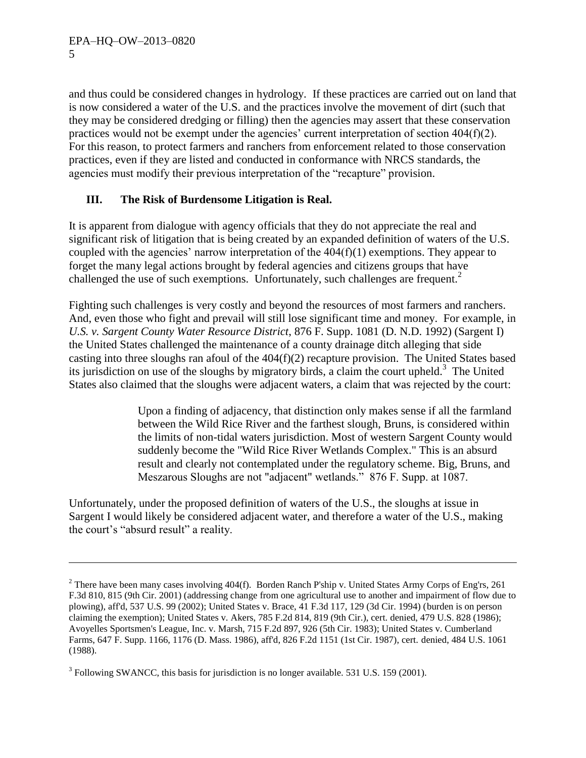and thus could be considered changes in hydrology. If these practices are carried out on land that is now considered a water of the U.S. and the practices involve the movement of dirt (such that they may be considered dredging or filling) then the agencies may assert that these conservation practices would not be exempt under the agencies' current interpretation of section 404(f)(2). For this reason, to protect farmers and ranchers from enforcement related to those conservation practices, even if they are listed and conducted in conformance with NRCS standards, the agencies must modify their previous interpretation of the "recapture" provision.

## III. The Risk of Burdensome Litigation is Real.

It is apparent from dialogue with agency officials that they do not appreciate the real and significant risk of litigation that is being created by an expanded definition of waters of the U.S. coupled with the agencies' narrow interpretation of the 404(f)(1) exemptions. They appear to forget the many legal actions brought by federal agencies and citizens groups that have challenged the use of such exemptions. Unfortunately, such challenges are frequent.[2]

Fighting such challenges is very costly and beyond the resources of most farmers and ranchers. And, even those who fight and prevail will still lose significant time and money. For example, in *U.S. v. Sargent County Water Resource District*, 876 F. Supp. 1081 (D. N.D. 1992) (Sargent I) the United States challenged the maintenance of a county drainage ditch alleging that side casting into three sloughs ran afoul of the 404(f)(2) recapture provision. The United States based its jurisdiction on use of the sloughs by migratory birds, a claim the court upheld.[3] The United States also claimed that the sloughs were adjacent waters, a claim that was rejected by the court:

> Upon a finding of adjacency, that distinction only makes sense if all the farmland between the Wild Rice River and the farthest slough, Bruns, is considered within the limits of non-tidal waters jurisdiction. Most of western Sargent County would suddenly become the "Wild Rice River Wetlands Complex." This is an absurd result and clearly not contemplated under the regulatory scheme. Big, Bruns, and Meszarous Sloughs are not "adjacent" wetlands." 876 F. Supp. at 1087.

Unfortunately, under the proposed definition of waters of the U.S., the sloughs at issue in Sargent I would likely be considered adjacent water, and therefore a water of the U.S., making the court's "absurd result" a reality.

---

[2] There have been many cases involving 404(f). Borden Ranch P'ship v. United States Army Corps of Eng'rs, 261 F.3d 810, 815 (9th Cir. 2001) (addressing change from one agricultural use to another and impairment of flow due to plowing), aff'd, 537 U.S. 99 (2002); United States v. Brace, 41 F.3d 117, 129 (3d Cir. 1994) (burden is on person claiming the exemption); United States v. Akers, 785 F.2d 814, 819 (9th Cir.), cert. denied, 479 U.S. 828 (1986); Avoyelles Sportsmen's League, Inc. v. Marsh, 715 F.2d 897, 926 (5th Cir. 1983); United States v. Cumberland Farms, 647 F. Supp. 1166, 1176 (D. Mass. 1986), aff'd, 826 F.2d 1151 (1st Cir. 1987), cert. denied, 484 U.S. 1061 (1988).

[3] Following SWANCC, this basis for jurisdiction is no longer available. 531 U.S. 159 (2001).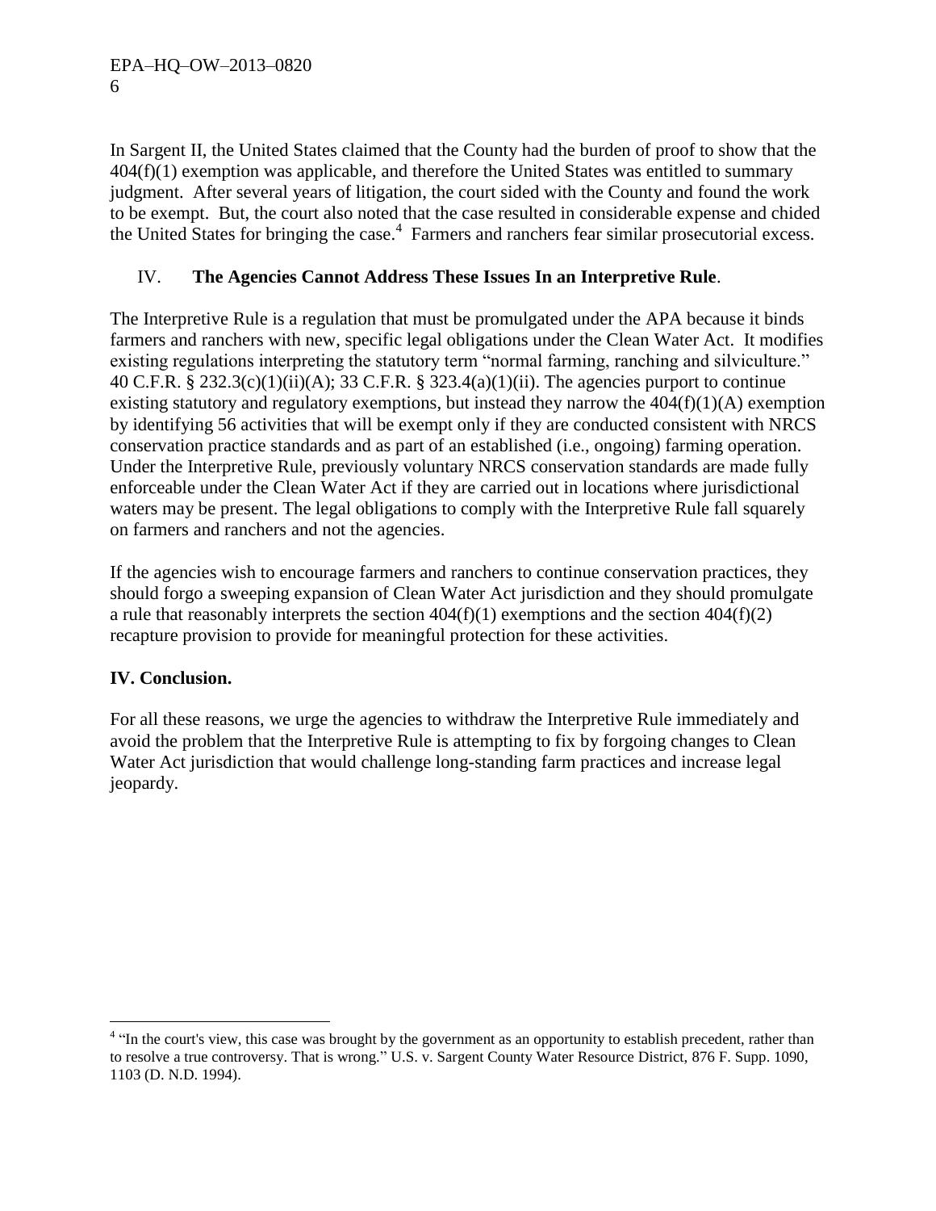In Sargent II, the United States claimed that the County had the burden of proof to show that the 404(f)(1) exemption was applicable, and therefore the United States was entitled to summary judgment. After several years of litigation, the court sided with the County and found the work to be exempt. But, the court also noted that the case resulted in considerable expense and chided the United States for bringing the case.[4] Farmers and ranchers fear similar prosecutorial excess.

## IV. The Agencies Cannot Address These Issues In an Interpretive Rule.

The Interpretive Rule is a regulation that must be promulgated under the APA because it binds farmers and ranchers with new, specific legal obligations under the Clean Water Act. It modifies existing regulations interpreting the statutory term "normal farming, ranching and silviculture." 40 C.F.R. § 232.3(c)(1)(ii)(A); 33 C.F.R. § 323.4(a)(1)(ii). The agencies purport to continue existing statutory and regulatory exemptions, but instead they narrow the 404(f)(1)(A) exemption by identifying 56 activities that will be exempt only if they are conducted consistent with NRCS conservation practice standards and as part of an established (i.e., ongoing) farming operation. Under the Interpretive Rule, previously voluntary NRCS conservation standards are made fully enforceable under the Clean Water Act if they are carried out in locations where jurisdictional waters may be present. The legal obligations to comply with the Interpretive Rule fall squarely on farmers and ranchers and not the agencies.

If the agencies wish to encourage farmers and ranchers to continue conservation practices, they should forgo a sweeping expansion of Clean Water Act jurisdiction and they should promulgate a rule that reasonably interprets the section 404(f)(1) exemptions and the section 404(f)(2) recapture provision to provide for meaningful protection for these activities.

## IV. Conclusion.

For all these reasons, we urge the agencies to withdraw the Interpretive Rule immediately and avoid the problem that the Interpretive Rule is attempting to fix by forgoing changes to Clean Water Act jurisdiction that would challenge long-standing farm practices and increase legal jeopardy.

---

[4] "In the court's view, this case was brought by the government as an opportunity to establish precedent, rather than to resolve a true controversy. That is wrong." U.S. v. Sargent County Water Resource District, 876 F. Supp. 1090, 1103 (D. N.D. 1994).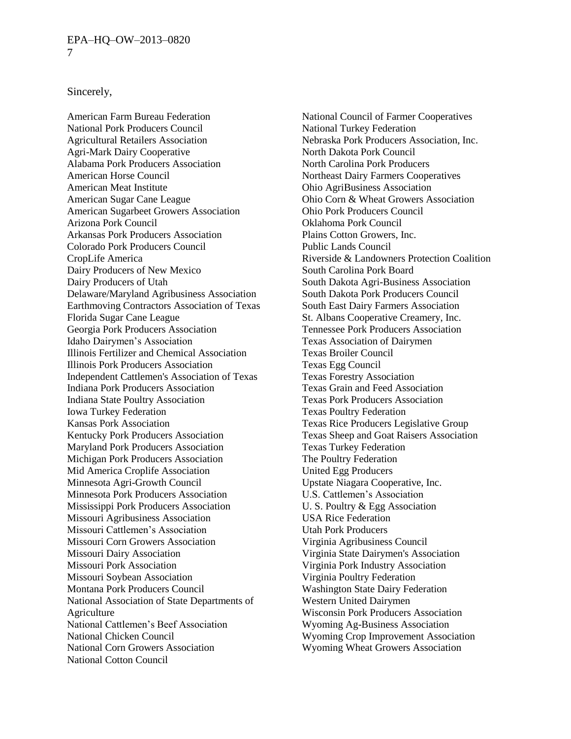Sincerely,

American Farm Bureau Federation
National Pork Producers Council
Agricultural Retailers Association
Agri-Mark Dairy Cooperative
Alabama Pork Producers Association
American Horse Council
American Meat Institute
American Sugar Cane League
American Sugarbeet Growers Association
Arizona Pork Council
Arkansas Pork Producers Association
Colorado Pork Producers Council
CropLife America
Dairy Producers of New Mexico
Dairy Producers of Utah
Delaware/Maryland Agribusiness Association
Earthmoving Contractors Association of Texas
Florida Sugar Cane League
Georgia Pork Producers Association
Idaho Dairymen's Association
Illinois Fertilizer and Chemical Association
Illinois Pork Producers Association
Independent Cattlemen's Association of Texas
Indiana Pork Producers Association
Indiana State Poultry Association
Iowa Turkey Federation
Kansas Pork Association
Kentucky Pork Producers Association
Maryland Pork Producers Association
Michigan Pork Producers Association
Mid America Croplife Association
Minnesota Agri-Growth Council
Minnesota Pork Producers Association
Mississippi Pork Producers Association
Missouri Agribusiness Association
Missouri Cattlemen's Association
Missouri Corn Growers Association
Missouri Dairy Association
Missouri Pork Association
Missouri Soybean Association
Montana Pork Producers Council
National Association of State Departments of Agriculture
National Cattlemen's Beef Association
National Chicken Council
National Corn Growers Association
National Cotton Council
National Council of Farmer Cooperatives
National Turkey Federation
Nebraska Pork Producers Association, Inc.
North Dakota Pork Council
North Carolina Pork Producers
Northeast Dairy Farmers Cooperatives
Ohio AgriBusiness Association
Ohio Corn & Wheat Growers Association
Ohio Pork Producers Council
Oklahoma Pork Council
Plains Cotton Growers, Inc.
Public Lands Council
Riverside & Landowners Protection Coalition
South Carolina Pork Board
South Dakota Agri-Business Association
South Dakota Pork Producers Council
South East Dairy Farmers Association
St. Albans Cooperative Creamery, Inc.
Tennessee Pork Producers Association
Texas Association of Dairymen
Texas Broiler Council
Texas Egg Council
Texas Forestry Association
Texas Grain and Feed Association
Texas Pork Producers Association
Texas Poultry Federation
Texas Rice Producers Legislative Group
Texas Sheep and Goat Raisers Association
Texas Turkey Federation
The Poultry Federation
United Egg Producers
Upstate Niagara Cooperative, Inc.
U.S. Cattlemen's Association
U. S. Poultry & Egg Association
USA Rice Federation
Utah Pork Producers
Virginia Agribusiness Council
Virginia State Dairymen's Association
Virginia Pork Industry Association
Virginia Poultry Federation
Washington State Dairy Federation
Western United Dairymen
Wisconsin Pork Producers Association
Wyoming Ag-Business Association
Wyoming Crop Improvement Association
Wyoming Wheat Growers Association